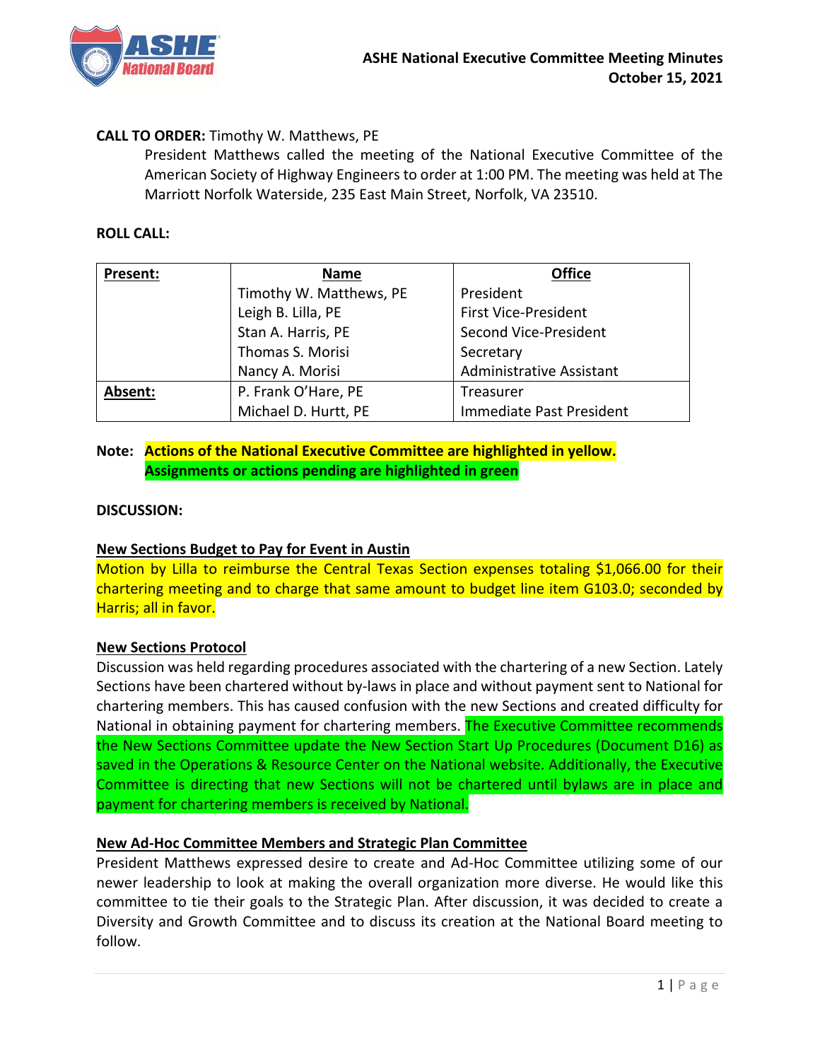# ASHE National Executive Committee Meeting Minutes
## October 15, 2021

**CALL TO ORDER:** Timothy W. Matthews, PE

President Matthews called the meeting of the National Executive Committee of the American Society of Highway Engineers to order at 1:00 PM. The meeting was held at The Marriott Norfolk Waterside, 235 East Main Street, Norfolk, VA 23510.

**ROLL CALL:**

| Present: | Name | Office |
|---|---|---|
| | Timothy W. Matthews, PE | President |
| | Leigh B. Lilla, PE | First Vice-President |
| | Stan A. Harris, PE | Second Vice-President |
| | Thomas S. Morisi | Secretary |
| | Nancy A. Morisi | Administrative Assistant |
| **Absent:** | P. Frank O'Hare, PE | Treasurer |
| | Michael D. Hurtt, PE | Immediate Past President |

**Note:** **Actions of the National Executive Committee are highlighted in yellow.**
**Assignments or actions pending are highlighted in green**

**DISCUSSION:**

**New Sections Budget to Pay for Event in Austin**

Motion by Lilla to reimburse the Central Texas Section expenses totaling $1,066.00 for their chartering meeting and to charge that same amount to budget line item G103.0; seconded by Harris; all in favor.

**New Sections Protocol**

Discussion was held regarding procedures associated with the chartering of a new Section. Lately Sections have been chartered without by-laws in place and without payment sent to National for chartering members. This has caused confusion with the new Sections and created difficulty for National in obtaining payment for chartering members. The Executive Committee recommends the New Sections Committee update the New Section Start Up Procedures (Document D16) as saved in the Operations & Resource Center on the National website. Additionally, the Executive Committee is directing that new Sections will not be chartered until bylaws are in place and payment for chartering members is received by National.

**New Ad-Hoc Committee Members and Strategic Plan Committee**

President Matthews expressed desire to create and Ad-Hoc Committee utilizing some of our newer leadership to look at making the overall organization more diverse. He would like this committee to tie their goals to the Strategic Plan. After discussion, it was decided to create a Diversity and Growth Committee and to discuss its creation at the National Board meeting to follow.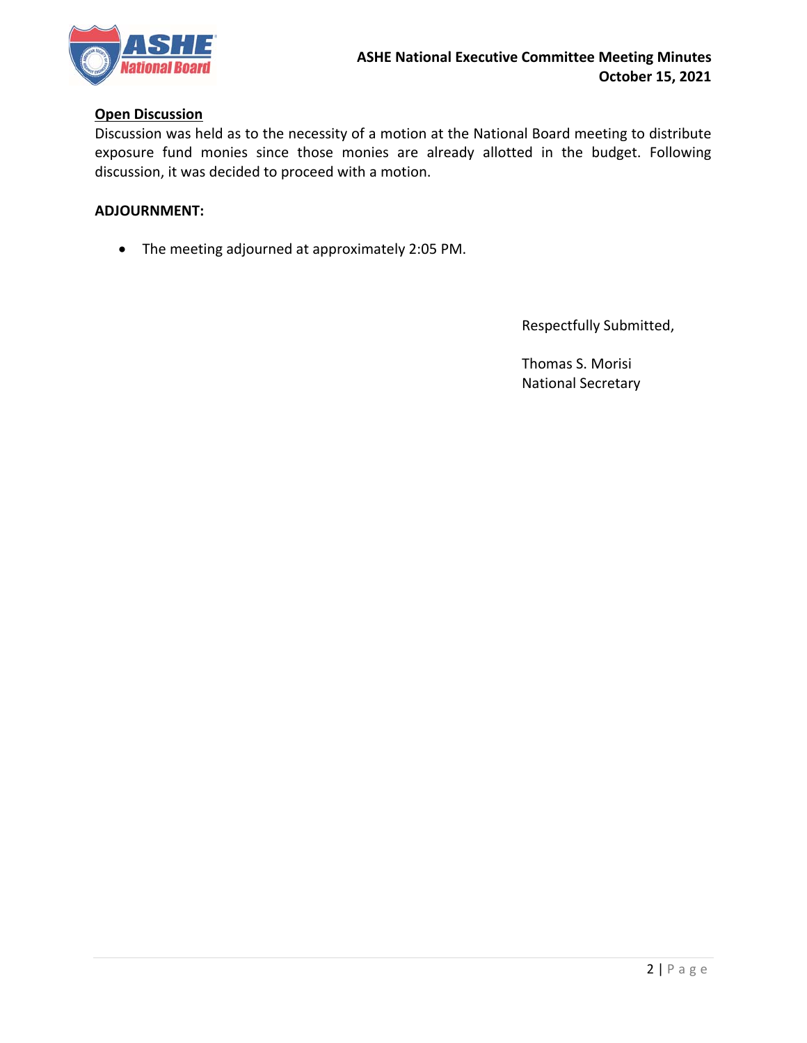**Open Discussion**

Discussion was held as to the necessity of a motion at the National Board meeting to distribute exposure fund monies since those monies are already allotted in the budget. Following discussion, it was decided to proceed with a motion.

**ADJOURNMENT:**

- The meeting adjourned at approximately 2:05 PM.

Respectfully Submitted,

Thomas S. Morisi
National Secretary